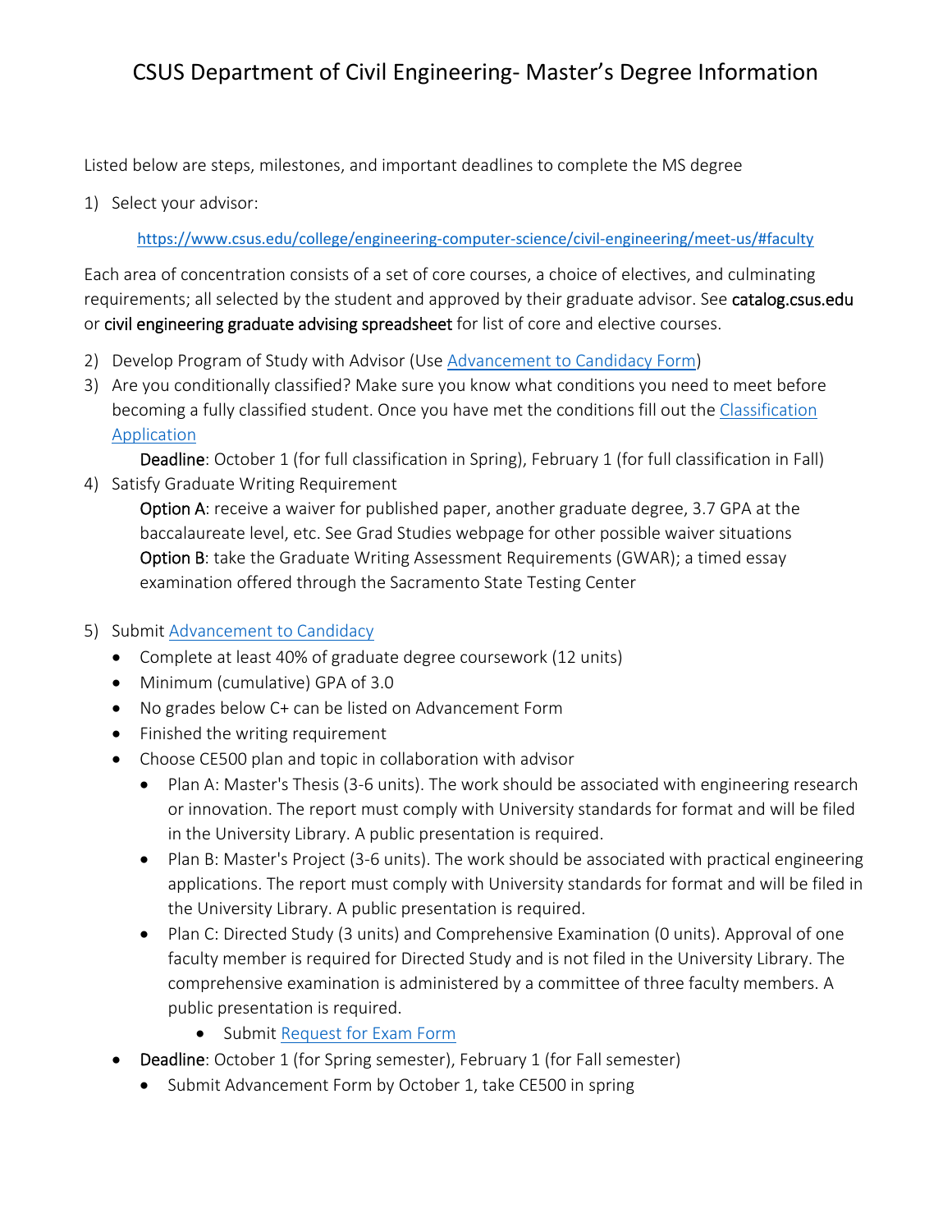# CSUS Department of Civil Engineering- Master's Degree Information

Listed below are steps, milestones, and important deadlines to complete the MS degree

1) Select your advisor:

   https://www.csus.edu/college/engineering-computer-science/civil-engineering/meet-us/#faculty

Each area of concentration consists of a set of core courses, a choice of electives, and culminating requirements; all selected by the student and approved by their graduate advisor. See **catalog.csus.edu** or **civil engineering graduate advising spreadsheet** for list of core and elective courses.

2) Develop Program of Study with Advisor (Use Advancement to Candidacy Form)
3) Are you conditionally classified? Make sure you know what conditions you need to meet before becoming a fully classified student. Once you have met the conditions fill out the Classification Application

   **Deadline**: October 1 (for full classification in Spring), February 1 (for full classification in Fall)
4) Satisfy Graduate Writing Requirement

   **Option A**: receive a waiver for published paper, another graduate degree, 3.7 GPA at the baccalaureate level, etc. See Grad Studies webpage for other possible waiver situations

   **Option B**: take the Graduate Writing Assessment Requirements (GWAR); a timed essay examination offered through the Sacramento State Testing Center

5) Submit Advancement to Candidacy
   - Complete at least 40% of graduate degree coursework (12 units)
   - Minimum (cumulative) GPA of 3.0
   - No grades below C+ can be listed on Advancement Form
   - Finished the writing requirement
   - Choose CE500 plan and topic in collaboration with advisor
     - Plan A: Master's Thesis (3-6 units). The work should be associated with engineering research or innovation. The report must comply with University standards for format and will be filed in the University Library. A public presentation is required.
     - Plan B: Master's Project (3-6 units). The work should be associated with practical engineering applications. The report must comply with University standards for format and will be filed in the University Library. A public presentation is required.
     - Plan C: Directed Study (3 units) and Comprehensive Examination (0 units). Approval of one faculty member is required for Directed Study and is not filed in the University Library. The comprehensive examination is administered by a committee of three faculty members. A public presentation is required.
       - Submit Request for Exam Form
   - **Deadline**: October 1 (for Spring semester), February 1 (for Fall semester)
     - Submit Advancement Form by October 1, take CE500 in spring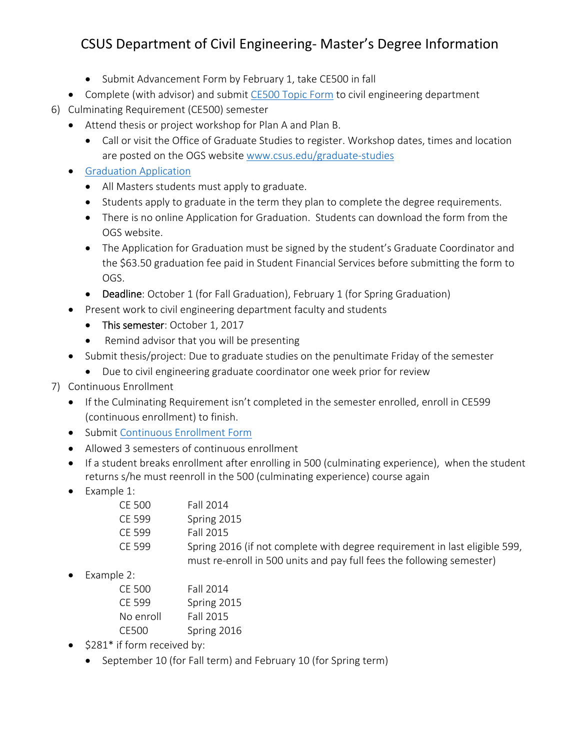# CSUS Department of Civil Engineering- Master's Degree Information

    - Submit Advancement Form by February 1, take CE500 in fall
  - Complete (with advisor) and submit CE500 Topic Form to civil engineering department

6) Culminating Requirement (CE500) semester
  - Attend thesis or project workshop for Plan A and Plan B.
    - Call or visit the Office of Graduate Studies to register. Workshop dates, times and location are posted on the OGS website www.csus.edu/graduate-studies
  - Graduation Application
    - All Masters students must apply to graduate.
    - Students apply to graduate in the term they plan to complete the degree requirements.
    - There is no online Application for Graduation. Students can download the form from the OGS website.
    - The Application for Graduation must be signed by the student's Graduate Coordinator and the $63.50 graduation fee paid in Student Financial Services before submitting the form to OGS.
    - **Deadline**: October 1 (for Fall Graduation), February 1 (for Spring Graduation)
  - Present work to civil engineering department faculty and students
    - **This semester**: October 1, 2017
    - Remind advisor that you will be presenting
  - Submit thesis/project: Due to graduate studies on the penultimate Friday of the semester
    - Due to civil engineering graduate coordinator one week prior for review

7) Continuous Enrollment
  - If the Culminating Requirement isn't completed in the semester enrolled, enroll in CE599 (continuous enrollment) to finish.
  - Submit Continuous Enrollment Form
  - Allowed 3 semesters of continuous enrollment
  - If a student breaks enrollment after enrolling in 500 (culminating experience), when the student returns s/he must reenroll in the 500 (culminating experience) course again
  - Example 1:

    | | |
    |---|---|
    | CE 500 | Fall 2014 |
    | CE 599 | Spring 2015 |
    | CE 599 | Fall 2015 |
    | CE 599 | Spring 2016 (if not complete with degree requirement in last eligible 599, must re-enroll in 500 units and pay full fees the following semester) |

  - Example 2:

    | | |
    |---|---|
    | CE 500 | Fall 2014 |
    | CE 599 | Spring 2015 |
    | No enroll | Fall 2015 |
    | CE500 | Spring 2016 |

  - $281* if form received by:
    - September 10 (for Fall term) and February 10 (for Spring term)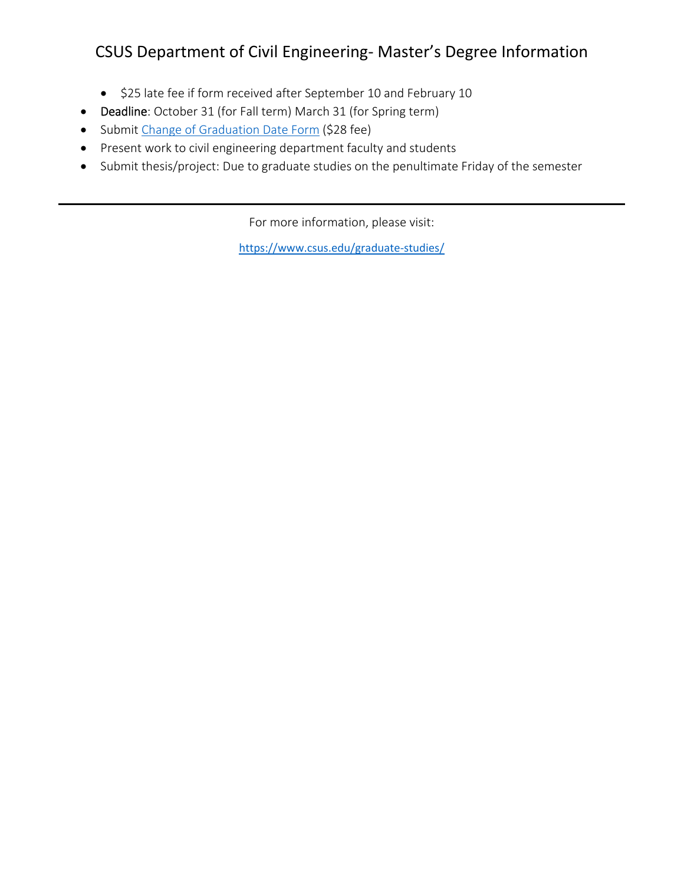# CSUS Department of Civil Engineering- Master's Degree Information

  - $25 late fee if form received after September 10 and February 10
- **Deadline**: October 31 (for Fall term) March 31 (for Spring term)
- Submit [Change of Graduation Date Form]() ($28 fee)
- Present work to civil engineering department faculty and students
- Submit thesis/project: Due to graduate studies on the penultimate Friday of the semester

---

For more information, please visit:

https://www.csus.edu/graduate-studies/